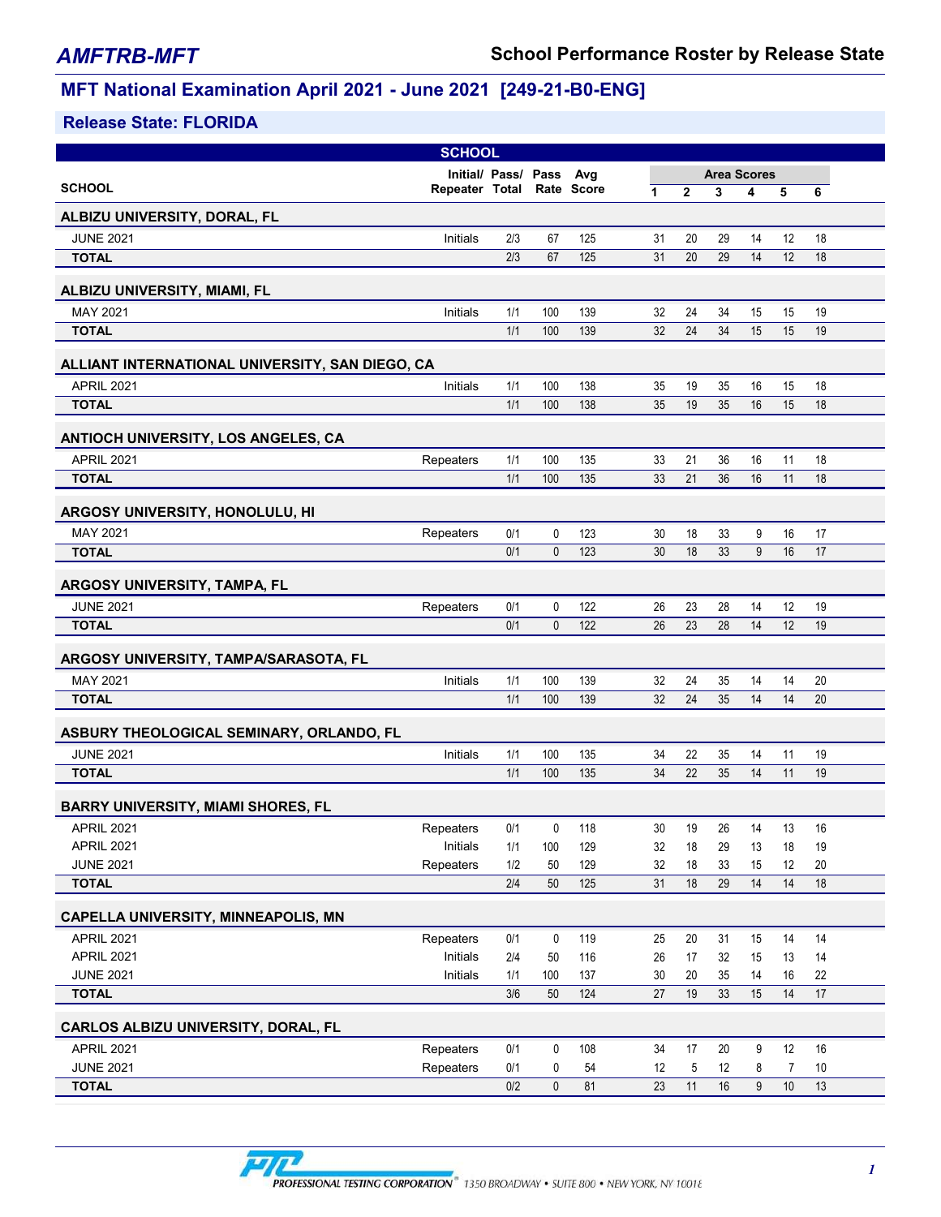# AMFTRB-MFT

## School Performance Roster by Release State

## MFT National Examination April 2021 - June 2021 [249-21-B0-ENG]

### Release State: FLORIDA

| SCHOOL | Initial/ Repeater | Pass/ Total | Pass Rate | Avg Score | Area Scores 1 | 2 | 3 | 4 | 5 | 6 |
|---|---|---|---|---|---|---|---|---|---|---|
| **ALBIZU UNIVERSITY, DORAL, FL** | | | | | | | | | | |
| JUNE 2021 | Initials | 2/3 | 67 | 125 | 31 | 20 | 29 | 14 | 12 | 18 |
| **TOTAL** | | 2/3 | 67 | 125 | 31 | 20 | 29 | 14 | 12 | 18 |
| **ALBIZU UNIVERSITY, MIAMI, FL** | | | | | | | | | | |
| MAY 2021 | Initials | 1/1 | 100 | 139 | 32 | 24 | 34 | 15 | 15 | 19 |
| **TOTAL** | | 1/1 | 100 | 139 | 32 | 24 | 34 | 15 | 15 | 19 |
| **ALLIANT INTERNATIONAL UNIVERSITY, SAN DIEGO, CA** | | | | | | | | | | |
| APRIL 2021 | Initials | 1/1 | 100 | 138 | 35 | 19 | 35 | 16 | 15 | 18 |
| **TOTAL** | | 1/1 | 100 | 138 | 35 | 19 | 35 | 16 | 15 | 18 |
| **ANTIOCH UNIVERSITY, LOS ANGELES, CA** | | | | | | | | | | |
| APRIL 2021 | Repeaters | 1/1 | 100 | 135 | 33 | 21 | 36 | 16 | 11 | 18 |
| **TOTAL** | | 1/1 | 100 | 135 | 33 | 21 | 36 | 16 | 11 | 18 |
| **ARGOSY UNIVERSITY, HONOLULU, HI** | | | | | | | | | | |
| MAY 2021 | Repeaters | 0/1 | 0 | 123 | 30 | 18 | 33 | 9 | 16 | 17 |
| **TOTAL** | | 0/1 | 0 | 123 | 30 | 18 | 33 | 9 | 16 | 17 |
| **ARGOSY UNIVERSITY, TAMPA, FL** | | | | | | | | | | |
| JUNE 2021 | Repeaters | 0/1 | 0 | 122 | 26 | 23 | 28 | 14 | 12 | 19 |
| **TOTAL** | | 0/1 | 0 | 122 | 26 | 23 | 28 | 14 | 12 | 19 |
| **ARGOSY UNIVERSITY, TAMPA/SARASOTA, FL** | | | | | | | | | | |
| MAY 2021 | Initials | 1/1 | 100 | 139 | 32 | 24 | 35 | 14 | 14 | 20 |
| **TOTAL** | | 1/1 | 100 | 139 | 32 | 24 | 35 | 14 | 14 | 20 |
| **ASBURY THEOLOGICAL SEMINARY, ORLANDO, FL** | | | | | | | | | | |
| JUNE 2021 | Initials | 1/1 | 100 | 135 | 34 | 22 | 35 | 14 | 11 | 19 |
| **TOTAL** | | 1/1 | 100 | 135 | 34 | 22 | 35 | 14 | 11 | 19 |
| **BARRY UNIVERSITY, MIAMI SHORES, FL** | | | | | | | | | | |
| APRIL 2021 | Repeaters | 0/1 | 0 | 118 | 30 | 19 | 26 | 14 | 13 | 16 |
| APRIL 2021 | Initials | 1/1 | 100 | 129 | 32 | 18 | 29 | 13 | 18 | 19 |
| JUNE 2021 | Repeaters | 1/2 | 50 | 129 | 32 | 18 | 33 | 15 | 12 | 20 |
| **TOTAL** | | 2/4 | 50 | 125 | 31 | 18 | 29 | 14 | 14 | 18 |
| **CAPELLA UNIVERSITY, MINNEAPOLIS, MN** | | | | | | | | | | |
| APRIL 2021 | Repeaters | 0/1 | 0 | 119 | 25 | 20 | 31 | 15 | 14 | 14 |
| APRIL 2021 | Initials | 2/4 | 50 | 116 | 26 | 17 | 32 | 15 | 13 | 14 |
| JUNE 2021 | Initials | 1/1 | 100 | 137 | 30 | 20 | 35 | 14 | 16 | 22 |
| **TOTAL** | | 3/6 | 50 | 124 | 27 | 19 | 33 | 15 | 14 | 17 |
| **CARLOS ALBIZU UNIVERSITY, DORAL, FL** | | | | | | | | | | |
| APRIL 2021 | Repeaters | 0/1 | 0 | 108 | 34 | 17 | 20 | 9 | 12 | 16 |
| JUNE 2021 | Repeaters | 0/1 | 0 | 54 | 12 | 5 | 12 | 8 | 7 | 10 |
| **TOTAL** | | 0/2 | 0 | 81 | 23 | 11 | 16 | 9 | 10 | 13 |

PROFESSIONAL TESTING CORPORATION® 1350 BROADWAY • SUITE 800 • NEW YORK, NY 10018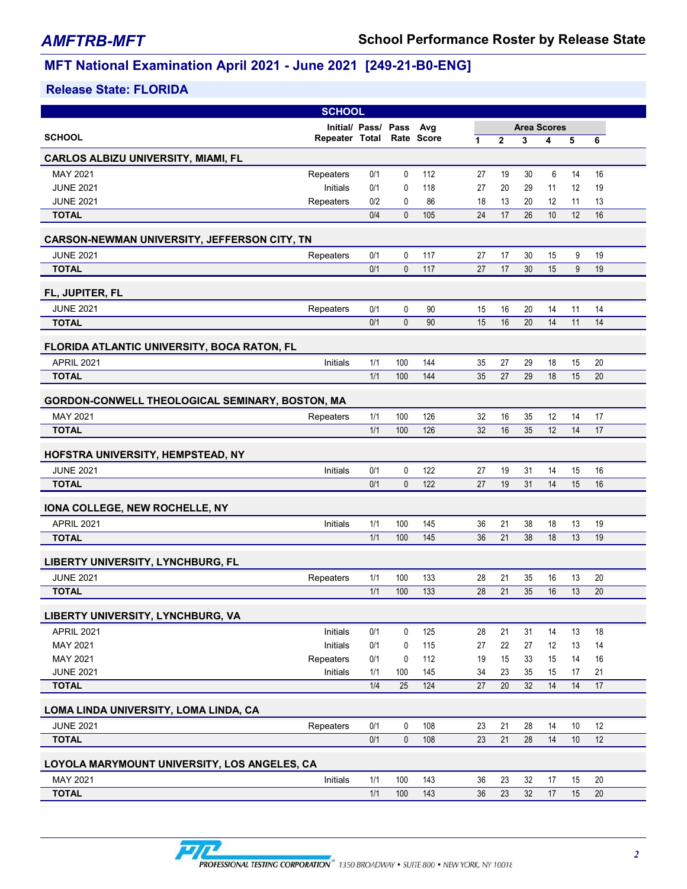## MFT National Examination April 2021 - June 2021 [249-21-B0-ENG]

### Release State: FLORIDA

| SCHOOL | Initial/ Repeater | Pass/ Total | Pass Rate | Avg Score | Area Scores 1 | 2 | 3 | 4 | 5 | 6 |
|---|---|---|---|---|---|---|---|---|---|---|
| **CARLOS ALBIZU UNIVERSITY, MIAMI, FL** | | | | | | | | | | |
| MAY 2021 | Repeaters | 0/1 | 0 | 112 | 27 | 19 | 30 | 6 | 14 | 16 |
| JUNE 2021 | Initials | 0/1 | 0 | 118 | 27 | 20 | 29 | 11 | 12 | 19 |
| JUNE 2021 | Repeaters | 0/2 | 0 | 86 | 18 | 13 | 20 | 12 | 11 | 13 |
| **TOTAL** | | 0/4 | 0 | 105 | 24 | 17 | 26 | 10 | 12 | 16 |
| **CARSON-NEWMAN UNIVERSITY, JEFFERSON CITY, TN** | | | | | | | | | | |
| JUNE 2021 | Repeaters | 0/1 | 0 | 117 | 27 | 17 | 30 | 15 | 9 | 19 |
| **TOTAL** | | 0/1 | 0 | 117 | 27 | 17 | 30 | 15 | 9 | 19 |
| **FL, JUPITER, FL** | | | | | | | | | | |
| JUNE 2021 | Repeaters | 0/1 | 0 | 90 | 15 | 16 | 20 | 14 | 11 | 14 |
| **TOTAL** | | 0/1 | 0 | 90 | 15 | 16 | 20 | 14 | 11 | 14 |
| **FLORIDA ATLANTIC UNIVERSITY, BOCA RATON, FL** | | | | | | | | | | |
| APRIL 2021 | Initials | 1/1 | 100 | 144 | 35 | 27 | 29 | 18 | 15 | 20 |
| **TOTAL** | | 1/1 | 100 | 144 | 35 | 27 | 29 | 18 | 15 | 20 |
| **GORDON-CONWELL THEOLOGICAL SEMINARY, BOSTON, MA** | | | | | | | | | | |
| MAY 2021 | Repeaters | 1/1 | 100 | 126 | 32 | 16 | 35 | 12 | 14 | 17 |
| **TOTAL** | | 1/1 | 100 | 126 | 32 | 16 | 35 | 12 | 14 | 17 |
| **HOFSTRA UNIVERSITY, HEMPSTEAD, NY** | | | | | | | | | | |
| JUNE 2021 | Initials | 0/1 | 0 | 122 | 27 | 19 | 31 | 14 | 15 | 16 |
| **TOTAL** | | 0/1 | 0 | 122 | 27 | 19 | 31 | 14 | 15 | 16 |
| **IONA COLLEGE, NEW ROCHELLE, NY** | | | | | | | | | | |
| APRIL 2021 | Initials | 1/1 | 100 | 145 | 36 | 21 | 38 | 18 | 13 | 19 |
| **TOTAL** | | 1/1 | 100 | 145 | 36 | 21 | 38 | 18 | 13 | 19 |
| **LIBERTY UNIVERSITY, LYNCHBURG, FL** | | | | | | | | | | |
| JUNE 2021 | Repeaters | 1/1 | 100 | 133 | 28 | 21 | 35 | 16 | 13 | 20 |
| **TOTAL** | | 1/1 | 100 | 133 | 28 | 21 | 35 | 16 | 13 | 20 |
| **LIBERTY UNIVERSITY, LYNCHBURG, VA** | | | | | | | | | | |
| APRIL 2021 | Initials | 0/1 | 0 | 125 | 28 | 21 | 31 | 14 | 13 | 18 |
| MAY 2021 | Initials | 0/1 | 0 | 115 | 27 | 22 | 27 | 12 | 13 | 14 |
| MAY 2021 | Repeaters | 0/1 | 0 | 112 | 19 | 15 | 33 | 15 | 14 | 16 |
| JUNE 2021 | Initials | 1/1 | 100 | 145 | 34 | 23 | 35 | 15 | 17 | 21 |
| **TOTAL** | | 1/4 | 25 | 124 | 27 | 20 | 32 | 14 | 14 | 17 |
| **LOMA LINDA UNIVERSITY, LOMA LINDA, CA** | | | | | | | | | | |
| JUNE 2021 | Repeaters | 0/1 | 0 | 108 | 23 | 21 | 28 | 14 | 10 | 12 |
| **TOTAL** | | 0/1 | 0 | 108 | 23 | 21 | 28 | 14 | 10 | 12 |
| **LOYOLA MARYMOUNT UNIVERSITY, LOS ANGELES, CA** | | | | | | | | | | |
| MAY 2021 | Initials | 1/1 | 100 | 143 | 36 | 23 | 32 | 17 | 15 | 20 |
| **TOTAL** | | 1/1 | 100 | 143 | 36 | 23 | 32 | 17 | 15 | 20 |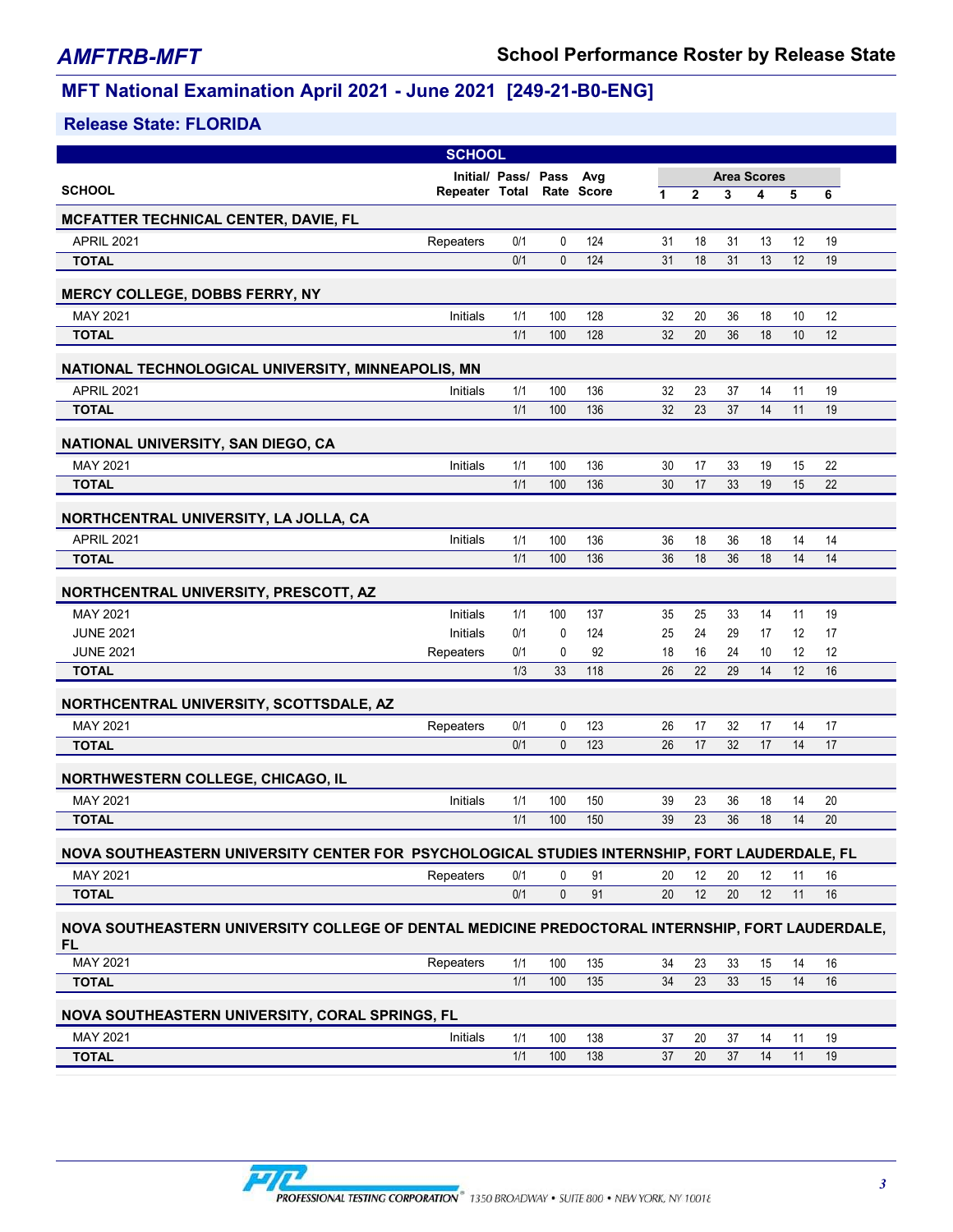## MFT National Examination April 2021 - June 2021 [249-21-B0-ENG]

### Release State: FLORIDA

| SCHOOL | Initial/ Repeater | Pass/ Total | Pass Rate | Avg Score | Area Scores 1 | 2 | 3 | 4 | 5 | 6 |
|---|---|---|---|---|---|---|---|---|---|---|
| **MCFATTER TECHNICAL CENTER, DAVIE, FL** | | | | | | | | | | |
| APRIL 2021 | Repeaters | 0/1 | 0 | 124 | 31 | 18 | 31 | 13 | 12 | 19 |
| **TOTAL** | | 0/1 | 0 | 124 | 31 | 18 | 31 | 13 | 12 | 19 |
| **MERCY COLLEGE, DOBBS FERRY, NY** | | | | | | | | | | |
| MAY 2021 | Initials | 1/1 | 100 | 128 | 32 | 20 | 36 | 18 | 10 | 12 |
| **TOTAL** | | 1/1 | 100 | 128 | 32 | 20 | 36 | 18 | 10 | 12 |
| **NATIONAL TECHNOLOGICAL UNIVERSITY, MINNEAPOLIS, MN** | | | | | | | | | | |
| APRIL 2021 | Initials | 1/1 | 100 | 136 | 32 | 23 | 37 | 14 | 11 | 19 |
| **TOTAL** | | 1/1 | 100 | 136 | 32 | 23 | 37 | 14 | 11 | 19 |
| **NATIONAL UNIVERSITY, SAN DIEGO, CA** | | | | | | | | | | |
| MAY 2021 | Initials | 1/1 | 100 | 136 | 30 | 17 | 33 | 19 | 15 | 22 |
| **TOTAL** | | 1/1 | 100 | 136 | 30 | 17 | 33 | 19 | 15 | 22 |
| **NORTHCENTRAL UNIVERSITY, LA JOLLA, CA** | | | | | | | | | | |
| APRIL 2021 | Initials | 1/1 | 100 | 136 | 36 | 18 | 36 | 18 | 14 | 14 |
| **TOTAL** | | 1/1 | 100 | 136 | 36 | 18 | 36 | 18 | 14 | 14 |
| **NORTHCENTRAL UNIVERSITY, PRESCOTT, AZ** | | | | | | | | | | |
| MAY 2021 | Initials | 1/1 | 100 | 137 | 35 | 25 | 33 | 14 | 11 | 19 |
| JUNE 2021 | Initials | 0/1 | 0 | 124 | 25 | 24 | 29 | 17 | 12 | 17 |
| JUNE 2021 | Repeaters | 0/1 | 0 | 92 | 18 | 16 | 24 | 10 | 12 | 12 |
| **TOTAL** | | 1/3 | 33 | 118 | 26 | 22 | 29 | 14 | 12 | 16 |
| **NORTHCENTRAL UNIVERSITY, SCOTTSDALE, AZ** | | | | | | | | | | |
| MAY 2021 | Repeaters | 0/1 | 0 | 123 | 26 | 17 | 32 | 17 | 14 | 17 |
| **TOTAL** | | 0/1 | 0 | 123 | 26 | 17 | 32 | 17 | 14 | 17 |
| **NORTHWESTERN COLLEGE, CHICAGO, IL** | | | | | | | | | | |
| MAY 2021 | Initials | 1/1 | 100 | 150 | 39 | 23 | 36 | 18 | 14 | 20 |
| **TOTAL** | | 1/1 | 100 | 150 | 39 | 23 | 36 | 18 | 14 | 20 |
| **NOVA SOUTHEASTERN UNIVERSITY CENTER FOR PSYCHOLOGICAL STUDIES INTERNSHIP, FORT LAUDERDALE, FL** | | | | | | | | | | |
| MAY 2021 | Repeaters | 0/1 | 0 | 91 | 20 | 12 | 20 | 12 | 11 | 16 |
| **TOTAL** | | 0/1 | 0 | 91 | 20 | 12 | 20 | 12 | 11 | 16 |
| **NOVA SOUTHEASTERN UNIVERSITY COLLEGE OF DENTAL MEDICINE PREDOCTORAL INTERNSHIP, FORT LAUDERDALE, FL** | | | | | | | | | | |
| MAY 2021 | Repeaters | 1/1 | 100 | 135 | 34 | 23 | 33 | 15 | 14 | 16 |
| **TOTAL** | | 1/1 | 100 | 135 | 34 | 23 | 33 | 15 | 14 | 16 |
| **NOVA SOUTHEASTERN UNIVERSITY, CORAL SPRINGS, FL** | | | | | | | | | | |
| MAY 2021 | Initials | 1/1 | 100 | 138 | 37 | 20 | 37 | 14 | 11 | 19 |
| **TOTAL** | | 1/1 | 100 | 138 | 37 | 20 | 37 | 14 | 11 | 19 |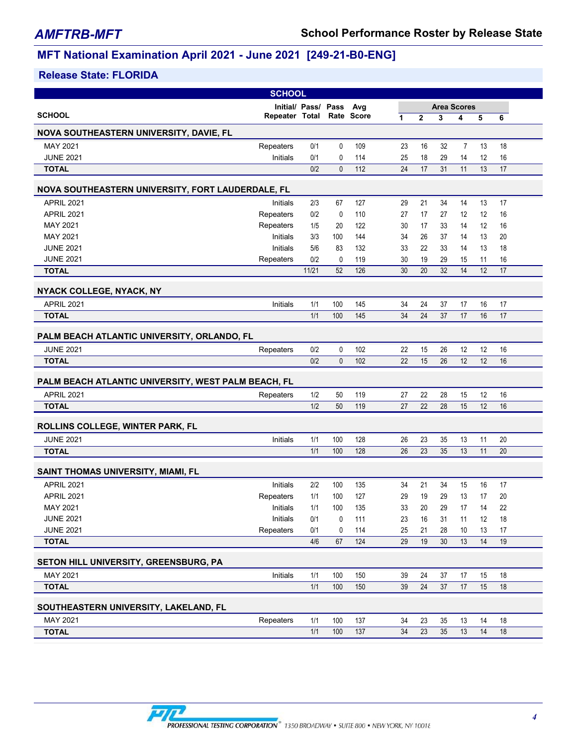## MFT National Examination April 2021 - June 2021 [249-21-B0-ENG]

### Release State: FLORIDA

| SCHOOL | Initial/ Repeater | Pass/ Total | Pass Rate | Avg Score | Area Scores 1 | 2 | 3 | 4 | 5 | 6 |
|---|---|---|---|---|---|---|---|---|---|---|
| **NOVA SOUTHEASTERN UNIVERSITY, DAVIE, FL** | | | | | | | | | | |
| MAY 2021 | Repeaters | 0/1 | 0 | 109 | 23 | 16 | 32 | 7 | 13 | 18 |
| JUNE 2021 | Initials | 0/1 | 0 | 114 | 25 | 18 | 29 | 14 | 12 | 16 |
| **TOTAL** | | 0/2 | 0 | 112 | 24 | 17 | 31 | 11 | 13 | 17 |
| **NOVA SOUTHEASTERN UNIVERSITY, FORT LAUDERDALE, FL** | | | | | | | | | | |
| APRIL 2021 | Initials | 2/3 | 67 | 127 | 29 | 21 | 34 | 14 | 13 | 17 |
| APRIL 2021 | Repeaters | 0/2 | 0 | 110 | 27 | 17 | 27 | 12 | 12 | 16 |
| MAY 2021 | Repeaters | 1/5 | 20 | 122 | 30 | 17 | 33 | 14 | 12 | 16 |
| MAY 2021 | Initials | 3/3 | 100 | 144 | 34 | 26 | 37 | 14 | 13 | 20 |
| JUNE 2021 | Initials | 5/6 | 83 | 132 | 33 | 22 | 33 | 14 | 13 | 18 |
| JUNE 2021 | Repeaters | 0/2 | 0 | 119 | 30 | 19 | 29 | 15 | 11 | 16 |
| **TOTAL** | | 11/21 | 52 | 126 | 30 | 20 | 32 | 14 | 12 | 17 |
| **NYACK COLLEGE, NYACK, NY** | | | | | | | | | | |
| APRIL 2021 | Initials | 1/1 | 100 | 145 | 34 | 24 | 37 | 17 | 16 | 17 |
| **TOTAL** | | 1/1 | 100 | 145 | 34 | 24 | 37 | 17 | 16 | 17 |
| **PALM BEACH ATLANTIC UNIVERSITY, ORLANDO, FL** | | | | | | | | | | |
| JUNE 2021 | Repeaters | 0/2 | 0 | 102 | 22 | 15 | 26 | 12 | 12 | 16 |
| **TOTAL** | | 0/2 | 0 | 102 | 22 | 15 | 26 | 12 | 12 | 16 |
| **PALM BEACH ATLANTIC UNIVERSITY, WEST PALM BEACH, FL** | | | | | | | | | | |
| APRIL 2021 | Repeaters | 1/2 | 50 | 119 | 27 | 22 | 28 | 15 | 12 | 16 |
| **TOTAL** | | 1/2 | 50 | 119 | 27 | 22 | 28 | 15 | 12 | 16 |
| **ROLLINS COLLEGE, WINTER PARK, FL** | | | | | | | | | | |
| JUNE 2021 | Initials | 1/1 | 100 | 128 | 26 | 23 | 35 | 13 | 11 | 20 |
| **TOTAL** | | 1/1 | 100 | 128 | 26 | 23 | 35 | 13 | 11 | 20 |
| **SAINT THOMAS UNIVERSITY, MIAMI, FL** | | | | | | | | | | |
| APRIL 2021 | Initials | 2/2 | 100 | 135 | 34 | 21 | 34 | 15 | 16 | 17 |
| APRIL 2021 | Repeaters | 1/1 | 100 | 127 | 29 | 19 | 29 | 13 | 17 | 20 |
| MAY 2021 | Initials | 1/1 | 100 | 135 | 33 | 20 | 29 | 17 | 14 | 22 |
| JUNE 2021 | Initials | 0/1 | 0 | 111 | 23 | 16 | 31 | 11 | 12 | 18 |
| JUNE 2021 | Repeaters | 0/1 | 0 | 114 | 25 | 21 | 28 | 10 | 13 | 17 |
| **TOTAL** | | 4/6 | 67 | 124 | 29 | 19 | 30 | 13 | 14 | 19 |
| **SETON HILL UNIVERSITY, GREENSBURG, PA** | | | | | | | | | | |
| MAY 2021 | Initials | 1/1 | 100 | 150 | 39 | 24 | 37 | 17 | 15 | 18 |
| **TOTAL** | | 1/1 | 100 | 150 | 39 | 24 | 37 | 17 | 15 | 18 |
| **SOUTHEASTERN UNIVERSITY, LAKELAND, FL** | | | | | | | | | | |
| MAY 2021 | Repeaters | 1/1 | 100 | 137 | 34 | 23 | 35 | 13 | 14 | 18 |
| **TOTAL** | | 1/1 | 100 | 137 | 34 | 23 | 35 | 13 | 14 | 18 |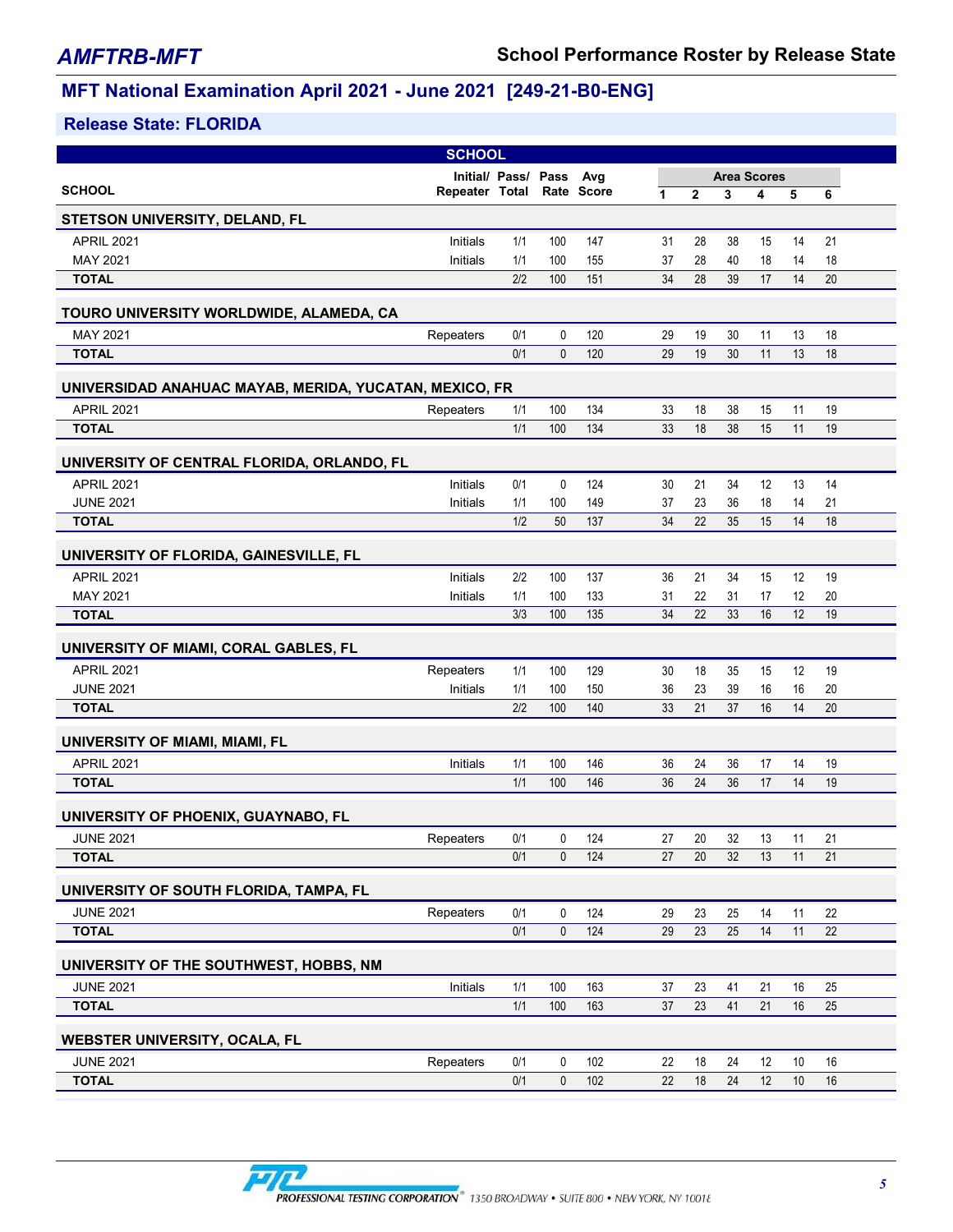# AMFTRB-MFT

## School Performance Roster by Release State

## MFT National Examination April 2021 - June 2021 [249-21-B0-ENG]

### Release State: FLORIDA

| SCHOOL | Initial/ Repeater | Pass/ Total | Pass Rate | Avg Score | Area Scores 1 | 2 | 3 | 4 | 5 | 6 |
|---|---|---|---|---|---|---|---|---|---|---|
| **STETSON UNIVERSITY, DELAND, FL** | | | | | | | | | | |
| APRIL 2021 | Initials | 1/1 | 100 | 147 | 31 | 28 | 38 | 15 | 14 | 21 |
| MAY 2021 | Initials | 1/1 | 100 | 155 | 37 | 28 | 40 | 18 | 14 | 18 |
| **TOTAL** | | 2/2 | 100 | 151 | 34 | 28 | 39 | 17 | 14 | 20 |
| **TOURO UNIVERSITY WORLDWIDE, ALAMEDA, CA** | | | | | | | | | | |
| MAY 2021 | Repeaters | 0/1 | 0 | 120 | 29 | 19 | 30 | 11 | 13 | 18 |
| **TOTAL** | | 0/1 | 0 | 120 | 29 | 19 | 30 | 11 | 13 | 18 |
| **UNIVERSIDAD ANAHUAC MAYAB, MERIDA, YUCATAN, MEXICO, FR** | | | | | | | | | | |
| APRIL 2021 | Repeaters | 1/1 | 100 | 134 | 33 | 18 | 38 | 15 | 11 | 19 |
| **TOTAL** | | 1/1 | 100 | 134 | 33 | 18 | 38 | 15 | 11 | 19 |
| **UNIVERSITY OF CENTRAL FLORIDA, ORLANDO, FL** | | | | | | | | | | |
| APRIL 2021 | Initials | 0/1 | 0 | 124 | 30 | 21 | 34 | 12 | 13 | 14 |
| JUNE 2021 | Initials | 1/1 | 100 | 149 | 37 | 23 | 36 | 18 | 14 | 21 |
| **TOTAL** | | 1/2 | 50 | 137 | 34 | 22 | 35 | 15 | 14 | 18 |
| **UNIVERSITY OF FLORIDA, GAINESVILLE, FL** | | | | | | | | | | |
| APRIL 2021 | Initials | 2/2 | 100 | 137 | 36 | 21 | 34 | 15 | 12 | 19 |
| MAY 2021 | Initials | 1/1 | 100 | 133 | 31 | 22 | 31 | 17 | 12 | 20 |
| **TOTAL** | | 3/3 | 100 | 135 | 34 | 22 | 33 | 16 | 12 | 19 |
| **UNIVERSITY OF MIAMI, CORAL GABLES, FL** | | | | | | | | | | |
| APRIL 2021 | Repeaters | 1/1 | 100 | 129 | 30 | 18 | 35 | 15 | 12 | 19 |
| JUNE 2021 | Initials | 1/1 | 100 | 150 | 36 | 23 | 39 | 16 | 16 | 20 |
| **TOTAL** | | 2/2 | 100 | 140 | 33 | 21 | 37 | 16 | 14 | 20 |
| **UNIVERSITY OF MIAMI, MIAMI, FL** | | | | | | | | | | |
| APRIL 2021 | Initials | 1/1 | 100 | 146 | 36 | 24 | 36 | 17 | 14 | 19 |
| **TOTAL** | | 1/1 | 100 | 146 | 36 | 24 | 36 | 17 | 14 | 19 |
| **UNIVERSITY OF PHOENIX, GUAYNABO, FL** | | | | | | | | | | |
| JUNE 2021 | Repeaters | 0/1 | 0 | 124 | 27 | 20 | 32 | 13 | 11 | 21 |
| **TOTAL** | | 0/1 | 0 | 124 | 27 | 20 | 32 | 13 | 11 | 21 |
| **UNIVERSITY OF SOUTH FLORIDA, TAMPA, FL** | | | | | | | | | | |
| JUNE 2021 | Repeaters | 0/1 | 0 | 124 | 29 | 23 | 25 | 14 | 11 | 22 |
| **TOTAL** | | 0/1 | 0 | 124 | 29 | 23 | 25 | 14 | 11 | 22 |
| **UNIVERSITY OF THE SOUTHWEST, HOBBS, NM** | | | | | | | | | | |
| JUNE 2021 | Initials | 1/1 | 100 | 163 | 37 | 23 | 41 | 21 | 16 | 25 |
| **TOTAL** | | 1/1 | 100 | 163 | 37 | 23 | 41 | 21 | 16 | 25 |
| **WEBSTER UNIVERSITY, OCALA, FL** | | | | | | | | | | |
| JUNE 2021 | Repeaters | 0/1 | 0 | 102 | 22 | 18 | 24 | 12 | 10 | 16 |
| **TOTAL** | | 0/1 | 0 | 102 | 22 | 18 | 24 | 12 | 10 | 16 |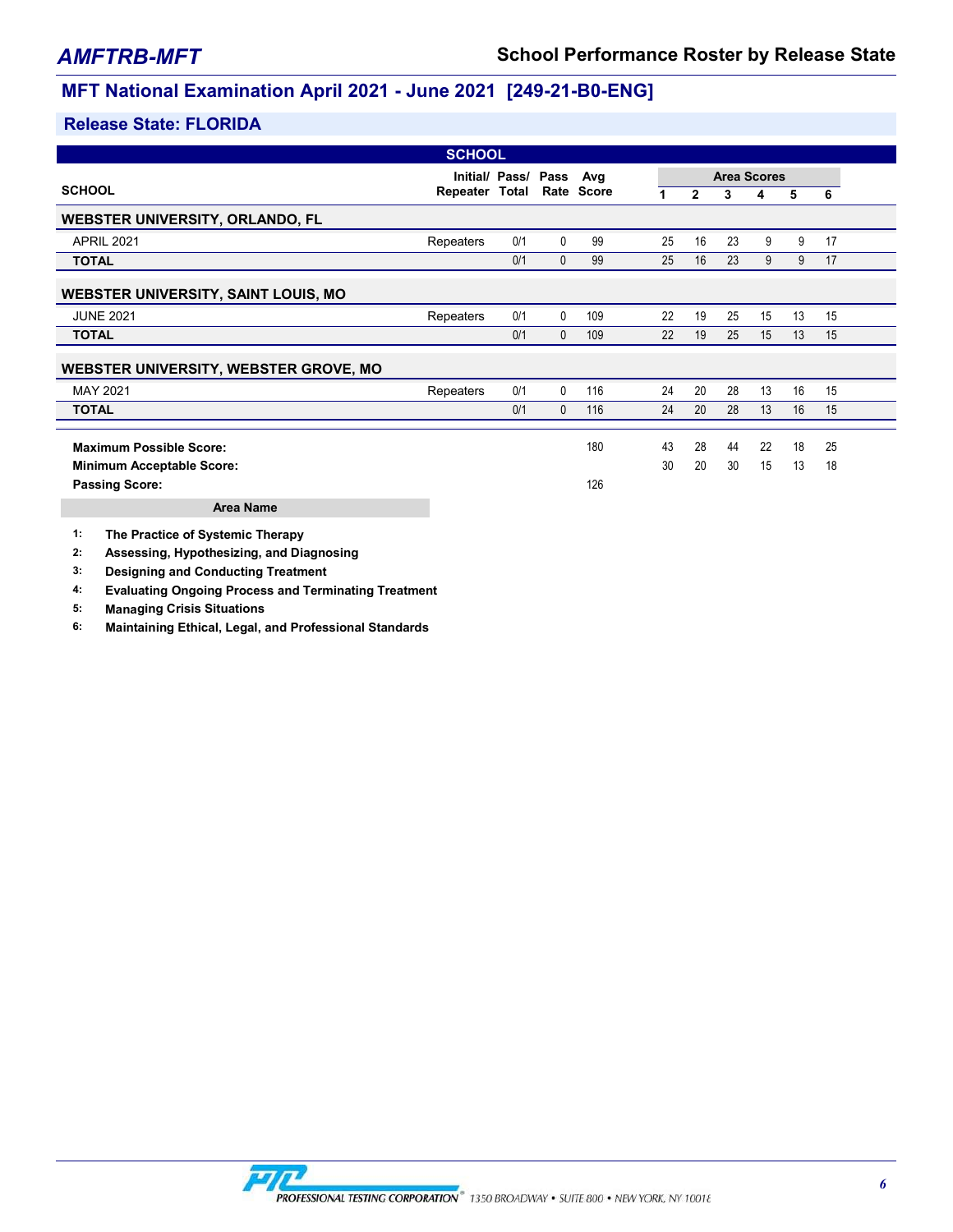## AMFTRB-MFT

## School Performance Roster by Release State

# MFT National Examination April 2021 - June 2021 [249-21-B0-ENG]

### Release State: FLORIDA

| SCHOOL | Initial/ Repeater | Pass/ Total | Pass Rate | Avg Score | Area Scores 1 | 2 | 3 | 4 | 5 | 6 |
|---|---|---|---|---|---|---|---|---|---|---|
| **WEBSTER UNIVERSITY, ORLANDO, FL** | | | | | | | | | | |
| APRIL 2021 | Repeaters | 0/1 | 0 | 99 | 25 | 16 | 23 | 9 | 9 | 17 |
| **TOTAL** | | 0/1 | 0 | 99 | 25 | 16 | 23 | 9 | 9 | 17 |
| **WEBSTER UNIVERSITY, SAINT LOUIS, MO** | | | | | | | | | | |
| JUNE 2021 | Repeaters | 0/1 | 0 | 109 | 22 | 19 | 25 | 15 | 13 | 15 |
| **TOTAL** | | 0/1 | 0 | 109 | 22 | 19 | 25 | 15 | 13 | 15 |
| **WEBSTER UNIVERSITY, WEBSTER GROVE, MO** | | | | | | | | | | |
| MAY 2021 | Repeaters | 0/1 | 0 | 116 | 24 | 20 | 28 | 13 | 16 | 15 |
| **TOTAL** | | 0/1 | 0 | 116 | 24 | 20 | 28 | 13 | 16 | 15 |
| **Maximum Possible Score:** | | | | 180 | 43 | 28 | 44 | 22 | 18 | 25 |
| **Minimum Acceptable Score:** | | | | | 30 | 20 | 30 | 15 | 13 | 18 |
| **Passing Score:** | | | | 126 | | | | | | |

**Area Name**

1: **The Practice of Systemic Therapy**
2: **Assessing, Hypothesizing, and Diagnosing**
3: **Designing and Conducting Treatment**
4: **Evaluating Ongoing Process and Terminating Treatment**
5: **Managing Crisis Situations**
6: **Maintaining Ethical, Legal, and Professional Standards**

PROFESSIONAL TESTING CORPORATION® 1350 BROADWAY • SUITE 800 • NEW YORK, NY 10018